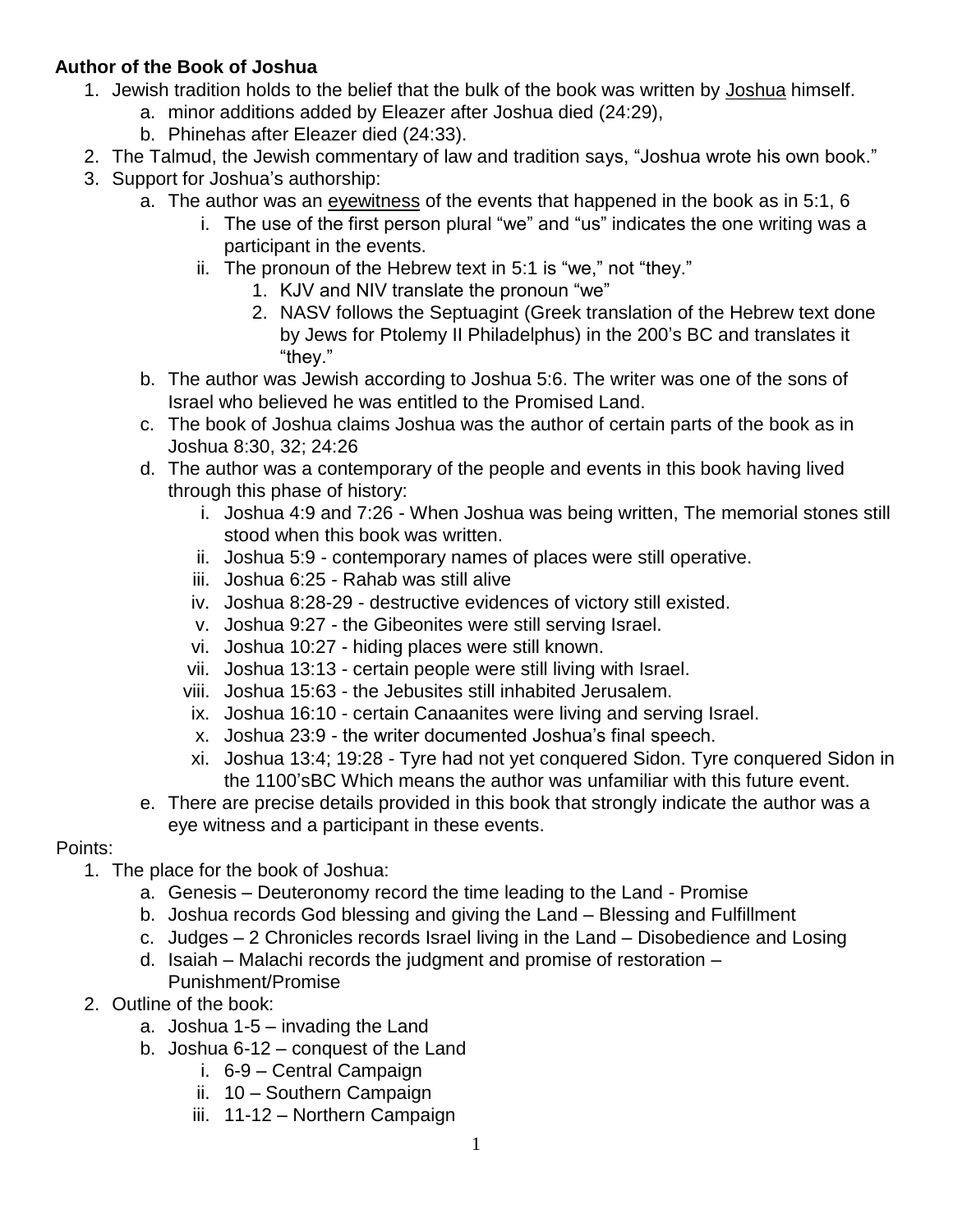**Author of the Book of Joshua**

1. Jewish tradition holds to the belief that the bulk of the book was written by <u>Joshua</u> himself.
    a. minor additions added by Eleazer after Joshua died (24:29),
    b. Phinehas after Eleazer died (24:33).
2. The Talmud, the Jewish commentary of law and tradition says, "Joshua wrote his own book."
3. Support for Joshua's authorship:
    a. The author was an <u>eyewitness</u> of the events that happened in the book as in 5:1, 6
        i. The use of the first person plural "we" and "us" indicates the one writing was a participant in the events.
        ii. The pronoun of the Hebrew text in 5:1 is "we," not "they."
            1. KJV and NIV translate the pronoun "we"
            2. NASV follows the Septuagint (Greek translation of the Hebrew text done by Jews for Ptolemy II Philadelphus) in the 200's BC and translates it "they."
    b. The author was Jewish according to Joshua 5:6. The writer was one of the sons of Israel who believed he was entitled to the Promised Land.
    c. The book of Joshua claims Joshua was the author of certain parts of the book as in Joshua 8:30, 32; 24:26
    d. The author was a contemporary of the people and events in this book having lived through this phase of history:
        i. Joshua 4:9 and 7:26 - When Joshua was being written, The memorial stones still stood when this book was written.
        ii. Joshua 5:9 - contemporary names of places were still operative.
        iii. Joshua 6:25 - Rahab was still alive
        iv. Joshua 8:28-29 - destructive evidences of victory still existed.
        v. Joshua 9:27 - the Gibeonites were still serving Israel.
        vi. Joshua 10:27 - hiding places were still known.
        vii. Joshua 13:13 - certain people were still living with Israel.
        viii. Joshua 15:63 - the Jebusites still inhabited Jerusalem.
        ix. Joshua 16:10 - certain Canaanites were living and serving Israel.
        x. Joshua 23:9 - the writer documented Joshua's final speech.
        xi. Joshua 13:4; 19:28 - Tyre had not yet conquered Sidon. Tyre conquered Sidon in the 1100'sBC Which means the author was unfamiliar with this future event.
    e. There are precise details provided in this book that strongly indicate the author was a eye witness and a participant in these events.

Points:

1. The place for the book of Joshua:
    a. Genesis – Deuteronomy record the time leading to the Land - Promise
    b. Joshua records God blessing and giving the Land – Blessing and Fulfillment
    c. Judges – 2 Chronicles records Israel living in the Land – Disobedience and Losing
    d. Isaiah – Malachi records the judgment and promise of restoration – Punishment/Promise
2. Outline of the book:
    a. Joshua 1-5 – invading the Land
    b. Joshua 6-12 – conquest of the Land
        i. 6-9 – Central Campaign
        ii. 10 – Southern Campaign
        iii. 11-12 – Northern Campaign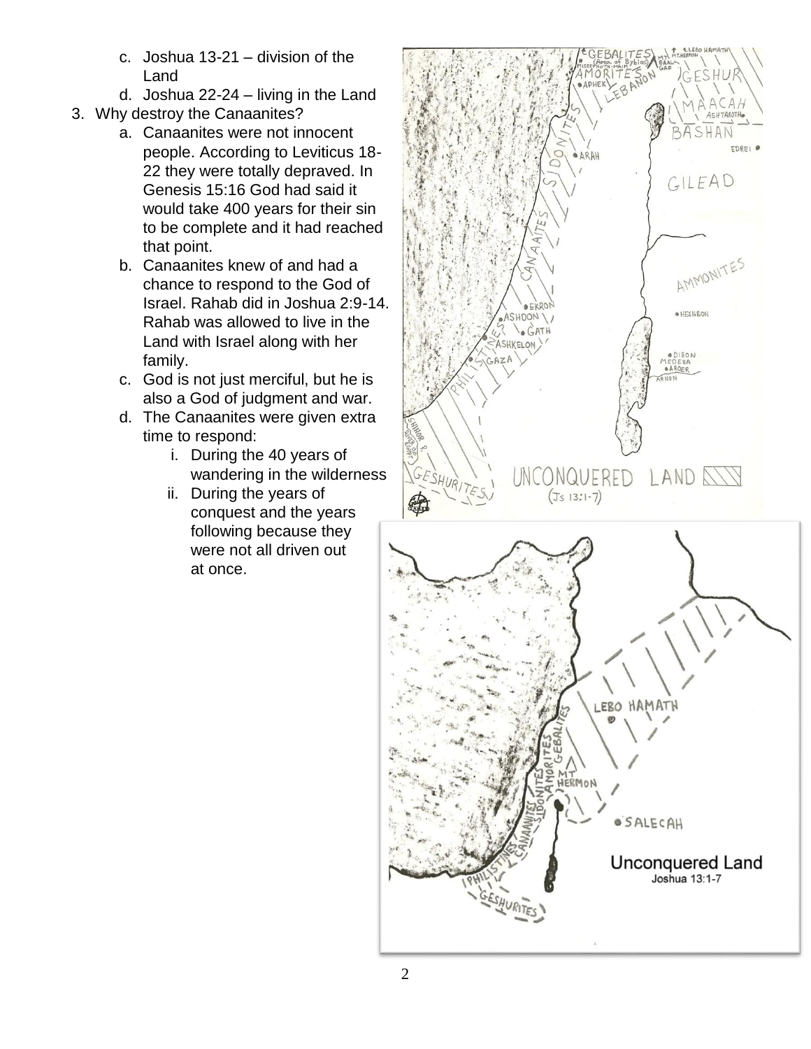c. Joshua 13-21 – division of the Land
d. Joshua 22-24 – living in the Land

3. Why destroy the Canaanites?
   a. Canaanites were not innocent people. According to Leviticus 18-22 they were totally depraved. In Genesis 15:16 God had said it would take 400 years for their sin to be complete and it had reached that point.
   b. Canaanites knew of and had a chance to respond to the God of Israel. Rahab did in Joshua 2:9-14. Rahab was allowed to live in the Land with Israel along with her family.
   c. God is not just merciful, but he is also a God of judgment and war.
   d. The Canaanites were given extra time to respond:
      i. During the 40 years of wandering in the wilderness
      ii. During the years of conquest and the years following because they were not all driven out at once.

UNCONQUERED LAND
(Js 13:1-7)

Unconquered Land
Joshua 13:1-7